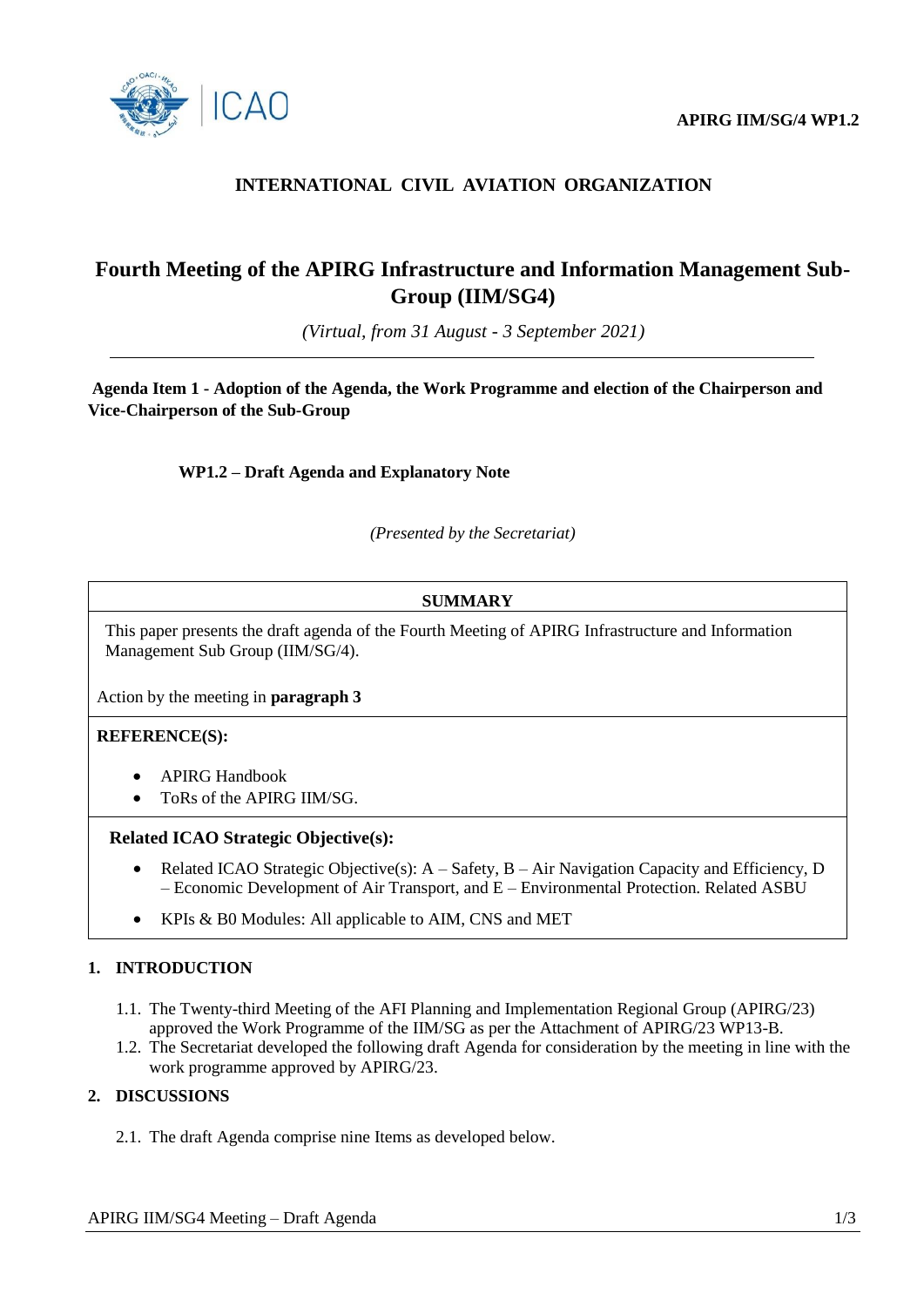APIRG IIM/SG/4 WP1.2

**INTERNATIONAL CIVIL AVIATION ORGANIZATION**

# Fourth Meeting of the APIRG Infrastructure and Information Management Sub-Group (IIM/SG4)

*(Virtual, from 31 August - 3 September 2021)*

---

**Agenda Item 1 - Adoption of the Agenda, the Work Programme and election of the Chairperson and Vice-Chairperson of the Sub-Group**

**WP1.2 – Draft Agenda and Explanatory Note**

*(Presented by the Secretariat)*

| **SUMMARY** |
|---|
| This paper presents the draft agenda of the Fourth Meeting of APIRG Infrastructure and Information Management Sub Group (IIM/SG/4).<br><br>Action by the meeting in **paragraph 3** |
| **REFERENCE(S):**<br>• APIRG Handbook<br>• ToRs of the APIRG IIM/SG. |
| **Related ICAO Strategic Objective(s):**<br>• Related ICAO Strategic Objective(s): A – Safety, B – Air Navigation Capacity and Efficiency, D – Economic Development of Air Transport, and E – Environmental Protection. Related ASBU<br>• KPIs & B0 Modules: All applicable to AIM, CNS and MET |

## 1. INTRODUCTION

1.1. The Twenty-third Meeting of the AFI Planning and Implementation Regional Group (APIRG/23) approved the Work Programme of the IIM/SG as per the Attachment of APIRG/23 WP13-B.

1.2. The Secretariat developed the following draft Agenda for consideration by the meeting in line with the work programme approved by APIRG/23.

## 2. DISCUSSIONS

2.1. The draft Agenda comprise nine Items as developed below.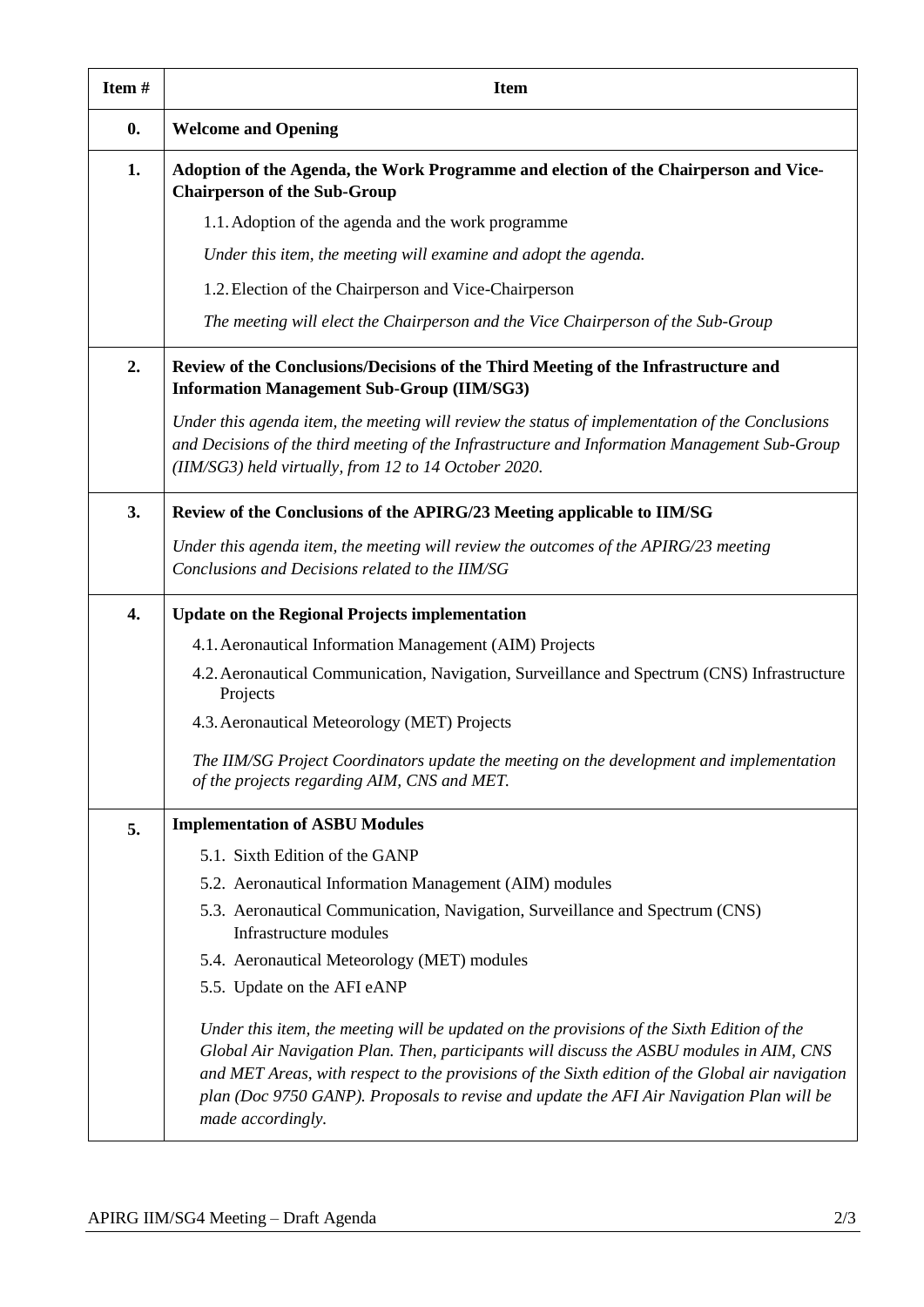| Item # | Item |
| --- | --- |
| **0.** | **Welcome and Opening** |
| **1.** | **Adoption of the Agenda, the Work Programme and election of the Chairperson and Vice-Chairperson of the Sub-Group** |
| | 1.1. Adoption of the agenda and the work programme |
| | *Under this item, the meeting will examine and adopt the agenda.* |
| | 1.2. Election of the Chairperson and Vice-Chairperson |
| | *The meeting will elect the Chairperson and the Vice Chairperson of the Sub-Group* |
| **2.** | **Review of the Conclusions/Decisions of the Third Meeting of the Infrastructure and Information Management Sub-Group (IIM/SG3)** |
| | *Under this agenda item, the meeting will review the status of implementation of the Conclusions and Decisions of the third meeting of the Infrastructure and Information Management Sub-Group (IIM/SG3) held virtually, from 12 to 14 October 2020.* |
| **3.** | **Review of the Conclusions of the APIRG/23 Meeting applicable to IIM/SG** |
| | *Under this agenda item, the meeting will review the outcomes of the APIRG/23 meeting Conclusions and Decisions related to the IIM/SG* |
| **4.** | **Update on the Regional Projects implementation** |
| | 4.1. Aeronautical Information Management (AIM) Projects |
| | 4.2. Aeronautical Communication, Navigation, Surveillance and Spectrum (CNS) Infrastructure Projects |
| | 4.3. Aeronautical Meteorology (MET) Projects |
| | *The IIM/SG Project Coordinators update the meeting on the development and implementation of the projects regarding AIM, CNS and MET.* |
| **5.** | **Implementation of ASBU Modules** |
| | 5.1. Sixth Edition of the GANP |
| | 5.2. Aeronautical Information Management (AIM) modules |
| | 5.3. Aeronautical Communication, Navigation, Surveillance and Spectrum (CNS) Infrastructure modules |
| | 5.4. Aeronautical Meteorology (MET) modules |
| | 5.5. Update on the AFI eANP |
| | *Under this item, the meeting will be updated on the provisions of the Sixth Edition of the Global Air Navigation Plan. Then, participants will discuss the ASBU modules in AIM, CNS and MET Areas, with respect to the provisions of the Sixth edition of the Global air navigation plan (Doc 9750 GANP). Proposals to revise and update the AFI Air Navigation Plan will be made accordingly.* |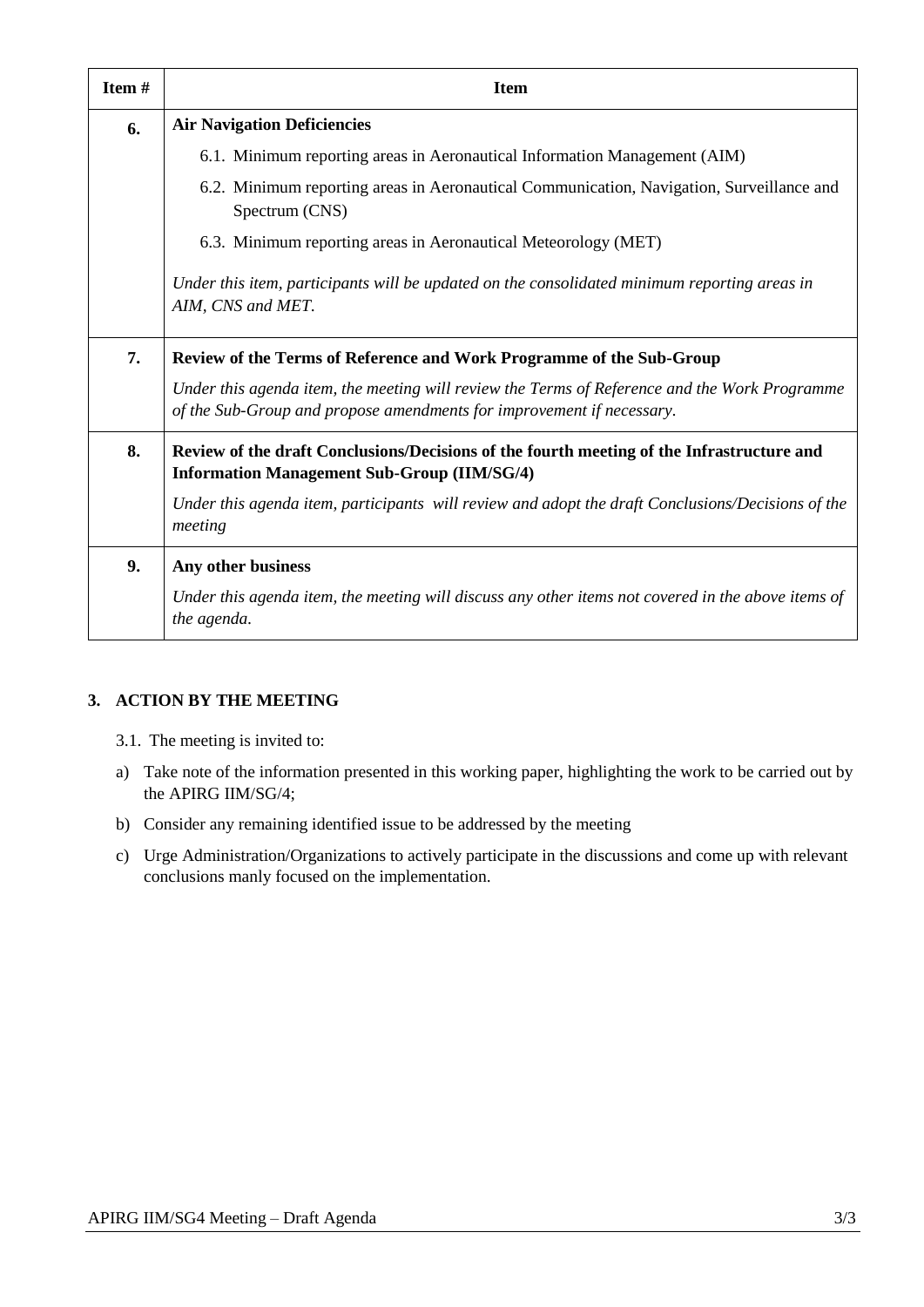| Item # | Item |
|---|---|
| **6.** | **Air Navigation Deficiencies**<br>6.1. Minimum reporting areas in Aeronautical Information Management (AIM)<br>6.2. Minimum reporting areas in Aeronautical Communication, Navigation, Surveillance and Spectrum (CNS)<br>6.3. Minimum reporting areas in Aeronautical Meteorology (MET)<br>*Under this item, participants will be updated on the consolidated minimum reporting areas in AIM, CNS and MET.* |
| **7.** | **Review of the Terms of Reference and Work Programme of the Sub-Group**<br>*Under this agenda item, the meeting will review the Terms of Reference and the Work Programme of the Sub-Group and propose amendments for improvement if necessary.* |
| **8.** | **Review of the draft Conclusions/Decisions of the fourth meeting of the Infrastructure and Information Management Sub-Group (IIM/SG/4)**<br>*Under this agenda item, participants will review and adopt the draft Conclusions/Decisions of the meeting* |
| **9.** | **Any other business**<br>*Under this agenda item, the meeting will discuss any other items not covered in the above items of the agenda.* |

## 3. ACTION BY THE MEETING

3.1. The meeting is invited to:

a) Take note of the information presented in this working paper, highlighting the work to be carried out by the APIRG IIM/SG/4;

b) Consider any remaining identified issue to be addressed by the meeting

c) Urge Administration/Organizations to actively participate in the discussions and come up with relevant conclusions manly focused on the implementation.